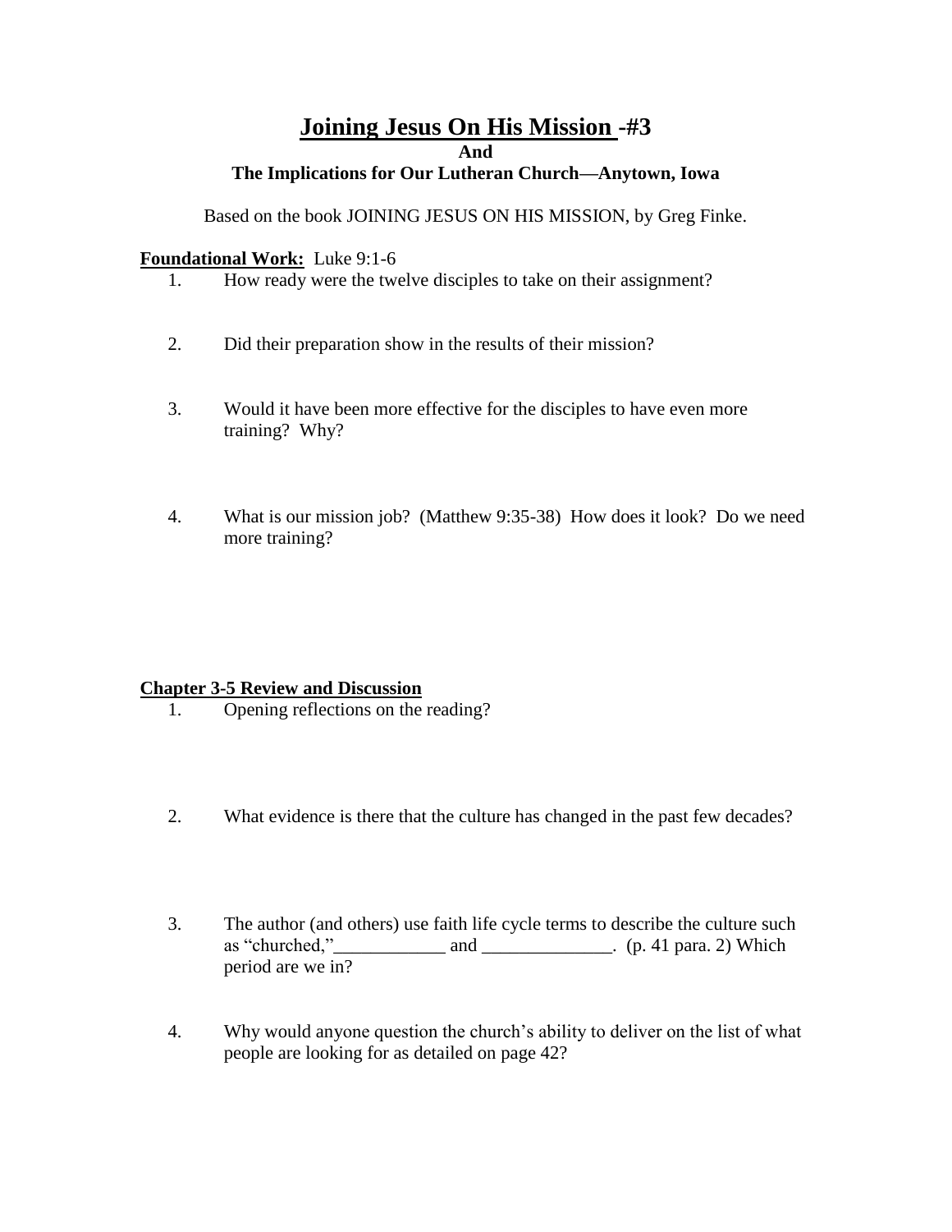# Joining Jesus On His Mission -#3

**And**

**The Implications for Our Lutheran Church—Anytown, Iowa**

Based on the book JOINING JESUS ON HIS MISSION, by Greg Finke.

**Foundational Work:** Luke 9:1-6

1. How ready were the twelve disciples to take on their assignment?

2. Did their preparation show in the results of their mission?

3. Would it have been more effective for the disciples to have even more training? Why?

4. What is our mission job? (Matthew 9:35-38) How does it look? Do we need more training?

**Chapter 3-5 Review and Discussion**

1. Opening reflections on the reading?

2. What evidence is there that the culture has changed in the past few decades?

3. The author (and others) use faith life cycle terms to describe the culture such as "churched,"____________ and ______________. (p. 41 para. 2) Which period are we in?

4. Why would anyone question the church's ability to deliver on the list of what people are looking for as detailed on page 42?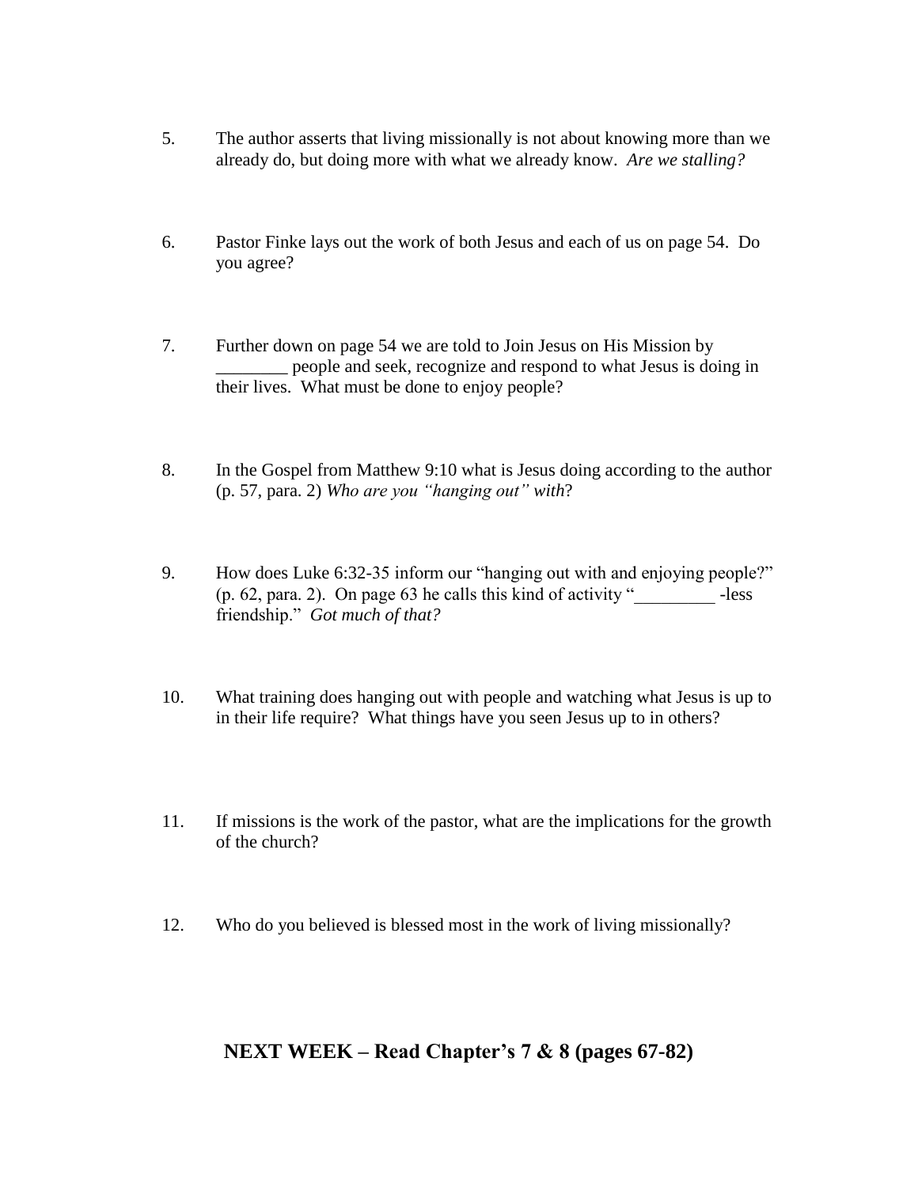5. The author asserts that living missionally is not about knowing more than we already do, but doing more with what we already know. *Are we stalling?*

6. Pastor Finke lays out the work of both Jesus and each of us on page 54. Do you agree?

7. Further down on page 54 we are told to Join Jesus on His Mission by ________ people and seek, recognize and respond to what Jesus is doing in their lives. What must be done to enjoy people?

8. In the Gospel from Matthew 9:10 what is Jesus doing according to the author (p. 57, para. 2) *Who are you "hanging out" with*?

9. How does Luke 6:32-35 inform our "hanging out with and enjoying people?" (p. 62, para. 2). On page 63 he calls this kind of activity "_________ -less friendship." *Got much of that?*

10. What training does hanging out with people and watching what Jesus is up to in their life require? What things have you seen Jesus up to in others?

11. If missions is the work of the pastor, what are the implications for the growth of the church?

12. Who do you believed is blessed most in the work of living missionally?

**NEXT WEEK – Read Chapter's 7 & 8 (pages 67-82)**